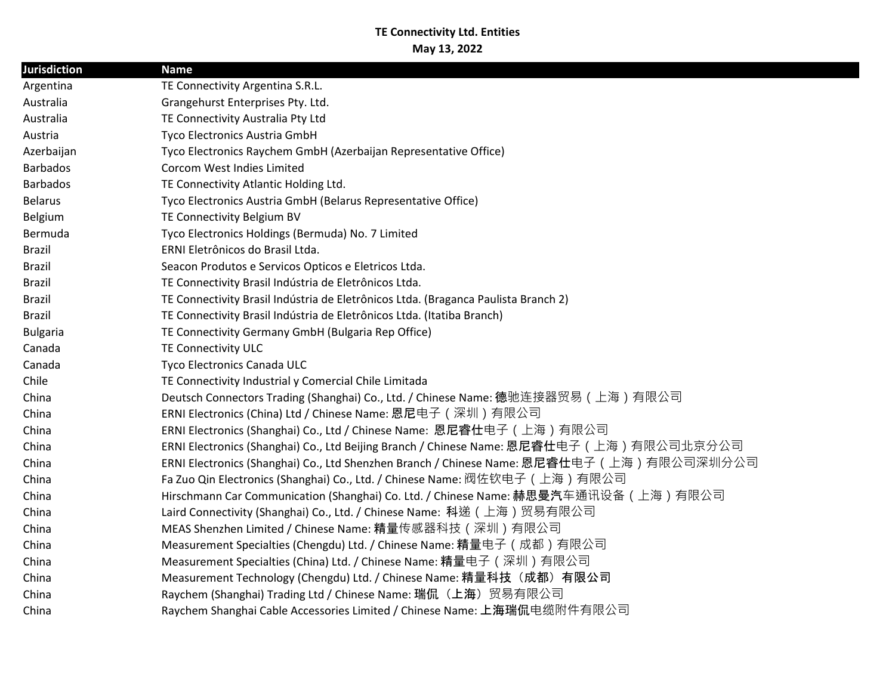**TE Connectivity Ltd. Entities**

**May 13, 2022**

| Jurisdiction | Name |
|---|---|
| Argentina | TE Connectivity Argentina S.R.L. |
| Australia | Grangehurst Enterprises Pty. Ltd. |
| Australia | TE Connectivity Australia Pty Ltd |
| Austria | Tyco Electronics Austria GmbH |
| Azerbaijan | Tyco Electronics Raychem GmbH (Azerbaijan Representative Office) |
| Barbados | Corcom West Indies Limited |
| Barbados | TE Connectivity Atlantic Holding Ltd. |
| Belarus | Tyco Electronics Austria GmbH (Belarus Representative Office) |
| Belgium | TE Connectivity Belgium BV |
| Bermuda | Tyco Electronics Holdings (Bermuda) No. 7 Limited |
| Brazil | ERNI Eletrônicos do Brasil Ltda. |
| Brazil | Seacon Produtos e Servicos Opticos e Eletricos Ltda. |
| Brazil | TE Connectivity Brasil Indústria de Eletrônicos Ltda. |
| Brazil | TE Connectivity Brasil Indústria de Eletrônicos Ltda. (Braganca Paulista Branch 2) |
| Brazil | TE Connectivity Brasil Indústria de Eletrônicos Ltda. (Itatiba Branch) |
| Bulgaria | TE Connectivity Germany GmbH (Bulgaria Rep Office) |
| Canada | TE Connectivity ULC |
| Canada | Tyco Electronics Canada ULC |
| Chile | TE Connectivity Industrial y Comercial Chile Limitada |
| China | Deutsch Connectors Trading (Shanghai) Co., Ltd. / Chinese Name: 德驰连接器贸易（上海）有限公司 |
| China | ERNI Electronics (China) Ltd / Chinese Name: 恩尼电子（深圳）有限公司 |
| China | ERNI Electronics (Shanghai) Co., Ltd / Chinese Name: 恩尼睿仕电子（上海）有限公司 |
| China | ERNI Electronics (Shanghai) Co., Ltd Beijing Branch / Chinese Name: 恩尼睿仕电子（上海）有限公司北京分公司 |
| China | ERNI Electronics (Shanghai) Co., Ltd Shenzhen Branch / Chinese Name: 恩尼睿仕电子（上海）有限公司深圳分公司 |
| China | Fa Zuo Qin Electronics (Shanghai) Co., Ltd. / Chinese Name: 阀佐钦电子（上海）有限公司 |
| China | Hirschmann Car Communication (Shanghai) Co. Ltd. / Chinese Name: 赫思曼汽车通讯设备（上海）有限公司 |
| China | Laird Connectivity (Shanghai) Co., Ltd. / Chinese Name: 科递（上海）贸易有限公司 |
| China | MEAS Shenzhen Limited / Chinese Name: 精量传感器科技（深圳）有限公司 |
| China | Measurement Specialties (Chengdu) Ltd. / Chinese Name: 精量电子（成都）有限公司 |
| China | Measurement Specialties (China) Ltd. / Chinese Name: 精量电子（深圳）有限公司 |
| China | Measurement Technology (Chengdu) Ltd. / Chinese Name: 精量科技（成都）有限公司 |
| China | Raychem (Shanghai) Trading Ltd / Chinese Name: 瑞侃（上海）贸易有限公司 |
| China | Raychem Shanghai Cable Accessories Limited / Chinese Name: 上海瑞侃电缆附件有限公司 |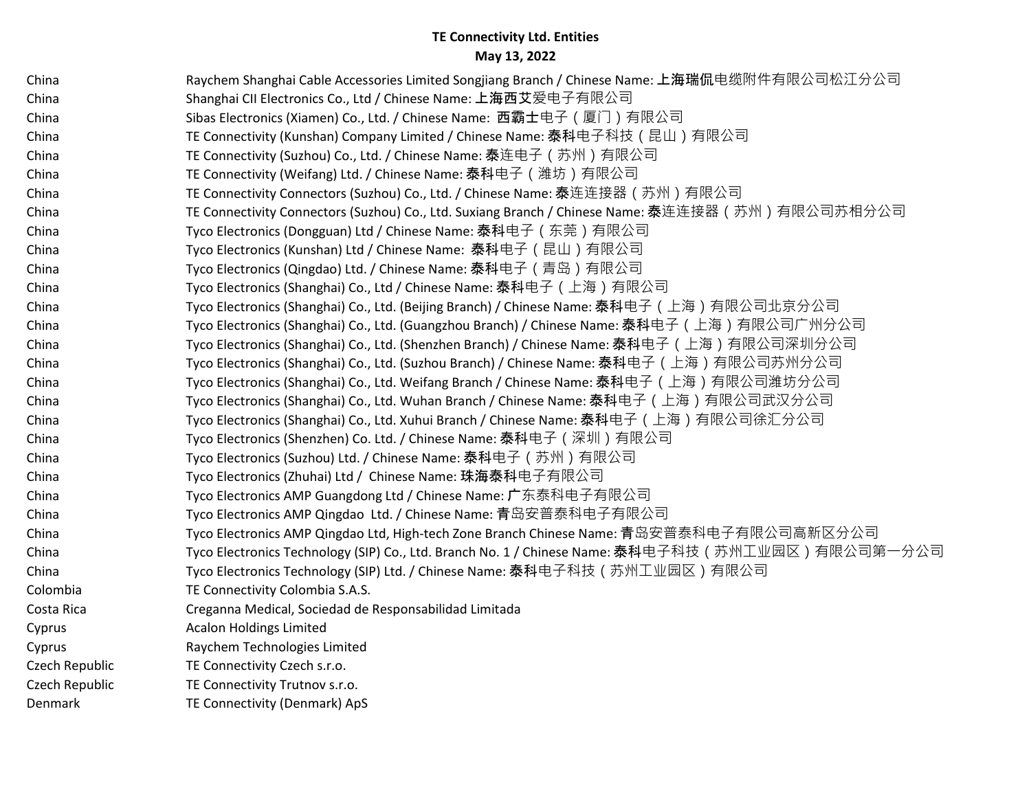**TE Connectivity Ltd. Entities**

**May 13, 2022**

| | |
|---|---|
| China | Raychem Shanghai Cable Accessories Limited Songjiang Branch / Chinese Name: 上海瑞侃电缆附件有限公司松江分公司 |
| China | Shanghai CII Electronics Co., Ltd / Chinese Name: 上海西艾爱电子有限公司 |
| China | Sibas Electronics (Xiamen) Co., Ltd. / Chinese Name: 西霸士电子（厦门）有限公司 |
| China | TE Connectivity (Kunshan) Company Limited / Chinese Name: 泰科电子科技（昆山）有限公司 |
| China | TE Connectivity (Suzhou) Co., Ltd. / Chinese Name: 泰连电子（苏州）有限公司 |
| China | TE Connectivity (Weifang) Ltd. / Chinese Name: 泰科电子（潍坊）有限公司 |
| China | TE Connectivity Connectors (Suzhou) Co., Ltd. / Chinese Name: 泰连连接器（苏州）有限公司 |
| China | TE Connectivity Connectors (Suzhou) Co., Ltd. Suxiang Branch / Chinese Name: 泰连连接器（苏州）有限公司苏相分公司 |
| China | Tyco Electronics (Dongguan) Ltd / Chinese Name: 泰科电子（东莞）有限公司 |
| China | Tyco Electronics (Kunshan) Ltd / Chinese Name: 泰科电子（昆山）有限公司 |
| China | Tyco Electronics (Qingdao) Ltd. / Chinese Name: 泰科电子（青岛）有限公司 |
| China | Tyco Electronics (Shanghai) Co., Ltd / Chinese Name: 泰科电子（上海）有限公司 |
| China | Tyco Electronics (Shanghai) Co., Ltd. (Beijing Branch) / Chinese Name: 泰科电子（上海）有限公司北京分公司 |
| China | Tyco Electronics (Shanghai) Co., Ltd. (Guangzhou Branch) / Chinese Name: 泰科电子（上海）有限公司广州分公司 |
| China | Tyco Electronics (Shanghai) Co., Ltd. (Shenzhen Branch) / Chinese Name: 泰科电子（上海）有限公司深圳分公司 |
| China | Tyco Electronics (Shanghai) Co., Ltd. (Suzhou Branch) / Chinese Name: 泰科电子（上海）有限公司苏州分公司 |
| China | Tyco Electronics (Shanghai) Co., Ltd. Weifang Branch / Chinese Name: 泰科电子（上海）有限公司潍坊分公司 |
| China | Tyco Electronics (Shanghai) Co., Ltd. Wuhan Branch / Chinese Name: 泰科电子（上海）有限公司武汉分公司 |
| China | Tyco Electronics (Shanghai) Co., Ltd. Xuhui Branch / Chinese Name: 泰科电子（上海）有限公司徐汇分公司 |
| China | Tyco Electronics (Shenzhen) Co. Ltd. / Chinese Name: 泰科电子（深圳）有限公司 |
| China | Tyco Electronics (Suzhou) Ltd. / Chinese Name: 泰科电子（苏州）有限公司 |
| China | Tyco Electronics (Zhuhai) Ltd / Chinese Name: 珠海泰科电子有限公司 |
| China | Tyco Electronics AMP Guangdong Ltd / Chinese Name: 广东泰科电子有限公司 |
| China | Tyco Electronics AMP Qingdao Ltd. / Chinese Name: 青岛安普泰科电子有限公司 |
| China | Tyco Electronics AMP Qingdao Ltd, High-tech Zone Branch Chinese Name: 青岛安普泰科电子有限公司高新区分公司 |
| China | Tyco Electronics Technology (SIP) Co., Ltd. Branch No. 1 / Chinese Name: 泰科电子科技（苏州工业园区）有限公司第一分公司 |
| China | Tyco Electronics Technology (SIP) Ltd. / Chinese Name: 泰科电子科技（苏州工业园区）有限公司 |
| Colombia | TE Connectivity Colombia S.A.S. |
| Costa Rica | Creganna Medical, Sociedad de Responsabilidad Limitada |
| Cyprus | Acalon Holdings Limited |
| Cyprus | Raychem Technologies Limited |
| Czech Republic | TE Connectivity Czech s.r.o. |
| Czech Republic | TE Connectivity Trutnov s.r.o. |
| Denmark | TE Connectivity (Denmark) ApS |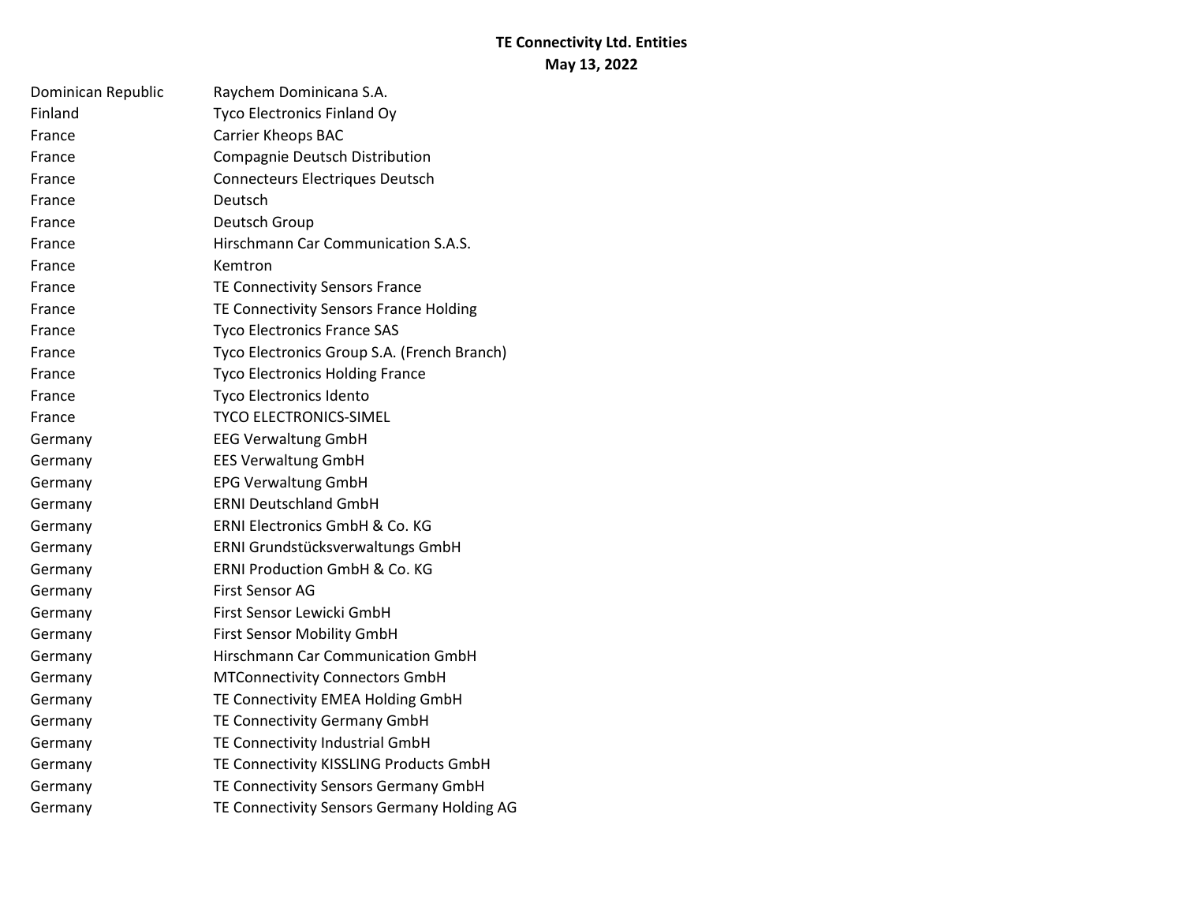**TE Connectivity Ltd. Entities**
**May 13, 2022**

| | |
|---|---|
| Dominican Republic | Raychem Dominicana S.A. |
| Finland | Tyco Electronics Finland Oy |
| France | Carrier Kheops BAC |
| France | Compagnie Deutsch Distribution |
| France | Connecteurs Electriques Deutsch |
| France | Deutsch |
| France | Deutsch Group |
| France | Hirschmann Car Communication S.A.S. |
| France | Kemtron |
| France | TE Connectivity Sensors France |
| France | TE Connectivity Sensors France Holding |
| France | Tyco Electronics France SAS |
| France | Tyco Electronics Group S.A. (French Branch) |
| France | Tyco Electronics Holding France |
| France | Tyco Electronics Idento |
| France | TYCO ELECTRONICS-SIMEL |
| Germany | EEG Verwaltung GmbH |
| Germany | EES Verwaltung GmbH |
| Germany | EPG Verwaltung GmbH |
| Germany | ERNI Deutschland GmbH |
| Germany | ERNI Electronics GmbH & Co. KG |
| Germany | ERNI Grundstücksverwaltungs GmbH |
| Germany | ERNI Production GmbH & Co. KG |
| Germany | First Sensor AG |
| Germany | First Sensor Lewicki GmbH |
| Germany | First Sensor Mobility GmbH |
| Germany | Hirschmann Car Communication GmbH |
| Germany | MTConnectivity Connectors GmbH |
| Germany | TE Connectivity EMEA Holding GmbH |
| Germany | TE Connectivity Germany GmbH |
| Germany | TE Connectivity Industrial GmbH |
| Germany | TE Connectivity KISSLING Products GmbH |
| Germany | TE Connectivity Sensors Germany GmbH |
| Germany | TE Connectivity Sensors Germany Holding AG |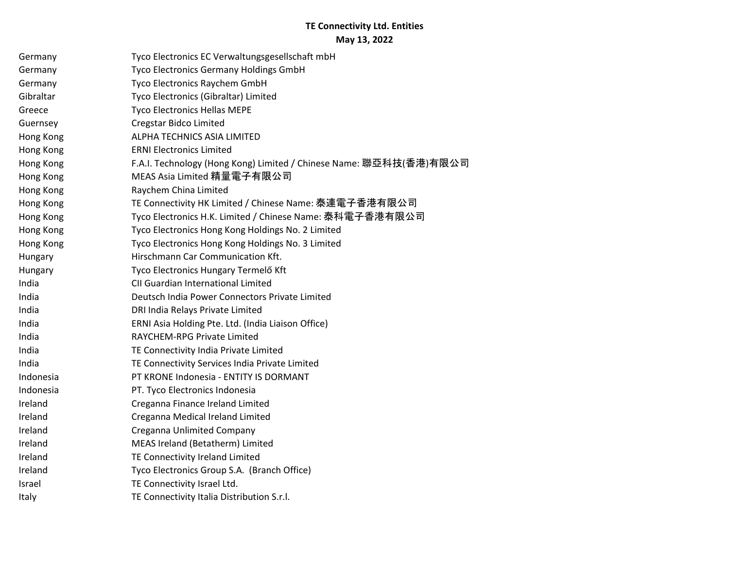**TE Connectivity Ltd. Entities**
**May 13, 2022**

| | |
|---|---|
| Germany | Tyco Electronics EC Verwaltungsgesellschaft mbH |
| Germany | Tyco Electronics Germany Holdings GmbH |
| Germany | Tyco Electronics Raychem GmbH |
| Gibraltar | Tyco Electronics (Gibraltar) Limited |
| Greece | Tyco Electronics Hellas MEPE |
| Guernsey | Cregstar Bidco Limited |
| Hong Kong | ALPHA TECHNICS ASIA LIMITED |
| Hong Kong | ERNI Electronics Limited |
| Hong Kong | F.A.I. Technology (Hong Kong) Limited / Chinese Name: 聯亞科技(香港)有限公司 |
| Hong Kong | MEAS Asia Limited 精量電子有限公司 |
| Hong Kong | Raychem China Limited |
| Hong Kong | TE Connectivity HK Limited / Chinese Name: 泰連電子香港有限公司 |
| Hong Kong | Tyco Electronics H.K. Limited / Chinese Name: 泰科電子香港有限公司 |
| Hong Kong | Tyco Electronics Hong Kong Holdings No. 2 Limited |
| Hong Kong | Tyco Electronics Hong Kong Holdings No. 3 Limited |
| Hungary | Hirschmann Car Communication Kft. |
| Hungary | Tyco Electronics Hungary Termelő Kft |
| India | CII Guardian International Limited |
| India | Deutsch India Power Connectors Private Limited |
| India | DRI India Relays Private Limited |
| India | ERNI Asia Holding Pte. Ltd. (India Liaison Office) |
| India | RAYCHEM-RPG Private Limited |
| India | TE Connectivity India Private Limited |
| India | TE Connectivity Services India Private Limited |
| Indonesia | PT KRONE Indonesia - ENTITY IS DORMANT |
| Indonesia | PT. Tyco Electronics Indonesia |
| Ireland | Creganna Finance Ireland Limited |
| Ireland | Creganna Medical Ireland Limited |
| Ireland | Creganna Unlimited Company |
| Ireland | MEAS Ireland (Betatherm) Limited |
| Ireland | TE Connectivity Ireland Limited |
| Ireland | Tyco Electronics Group S.A. (Branch Office) |
| Israel | TE Connectivity Israel Ltd. |
| Italy | TE Connectivity Italia Distribution S.r.l. |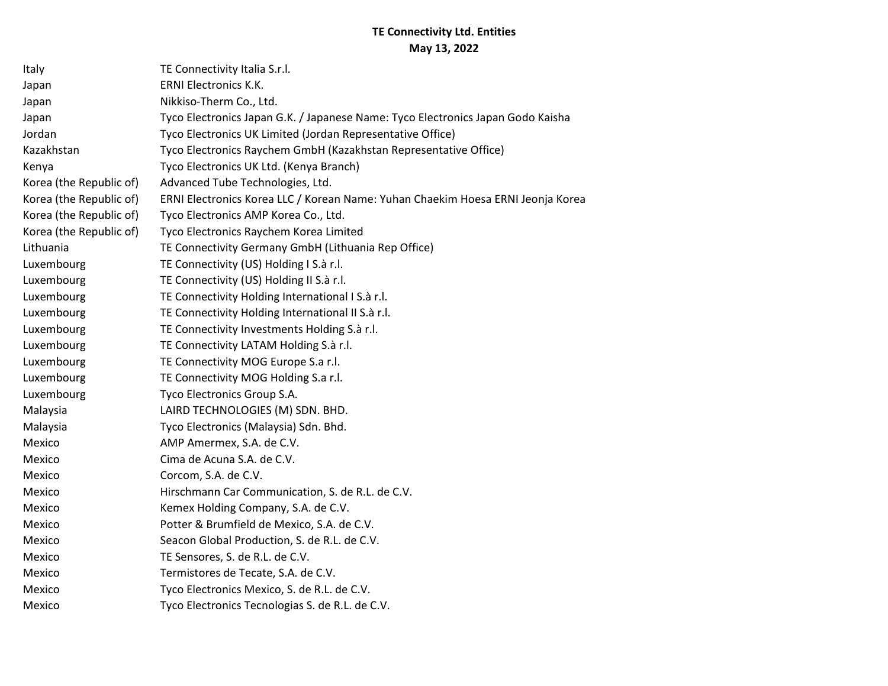**TE Connectivity Ltd. Entities**
**May 13, 2022**

| | |
|---|---|
| Italy | TE Connectivity Italia S.r.l. |
| Japan | ERNI Electronics K.K. |
| Japan | Nikkiso-Therm Co., Ltd. |
| Japan | Tyco Electronics Japan G.K. / Japanese Name: Tyco Electronics Japan Godo Kaisha |
| Jordan | Tyco Electronics UK Limited (Jordan Representative Office) |
| Kazakhstan | Tyco Electronics Raychem GmbH (Kazakhstan Representative Office) |
| Kenya | Tyco Electronics UK Ltd. (Kenya Branch) |
| Korea (the Republic of) | Advanced Tube Technologies, Ltd. |
| Korea (the Republic of) | ERNI Electronics Korea LLC / Korean Name: Yuhan Chaekim Hoesa ERNI Jeonja Korea |
| Korea (the Republic of) | Tyco Electronics AMP Korea Co., Ltd. |
| Korea (the Republic of) | Tyco Electronics Raychem Korea Limited |
| Lithuania | TE Connectivity Germany GmbH (Lithuania Rep Office) |
| Luxembourg | TE Connectivity (US) Holding I S.à r.l. |
| Luxembourg | TE Connectivity (US) Holding II S.à r.l. |
| Luxembourg | TE Connectivity Holding International I S.à r.l. |
| Luxembourg | TE Connectivity Holding International II S.à r.l. |
| Luxembourg | TE Connectivity Investments Holding S.à r.l. |
| Luxembourg | TE Connectivity LATAM Holding S.à r.l. |
| Luxembourg | TE Connectivity MOG Europe S.a r.l. |
| Luxembourg | TE Connectivity MOG Holding S.a r.l. |
| Luxembourg | Tyco Electronics Group S.A. |
| Malaysia | LAIRD TECHNOLOGIES (M) SDN. BHD. |
| Malaysia | Tyco Electronics (Malaysia) Sdn. Bhd. |
| Mexico | AMP Amermex, S.A. de C.V. |
| Mexico | Cima de Acuna S.A. de C.V. |
| Mexico | Corcom, S.A. de C.V. |
| Mexico | Hirschmann Car Communication, S. de R.L. de C.V. |
| Mexico | Kemex Holding Company, S.A. de C.V. |
| Mexico | Potter & Brumfield de Mexico, S.A. de C.V. |
| Mexico | Seacon Global Production, S. de R.L. de C.V. |
| Mexico | TE Sensores, S. de R.L. de C.V. |
| Mexico | Termistores de Tecate, S.A. de C.V. |
| Mexico | Tyco Electronics Mexico, S. de R.L. de C.V. |
| Mexico | Tyco Electronics Tecnologias S. de R.L. de C.V. |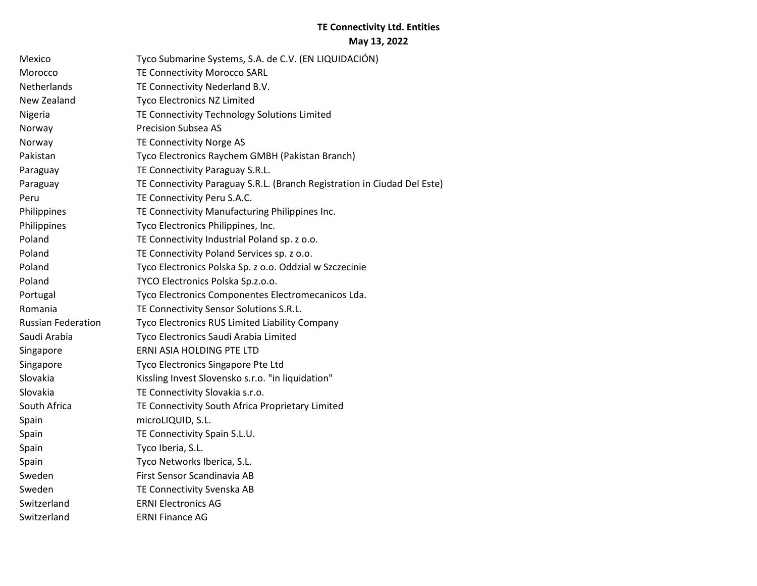**TE Connectivity Ltd. Entities**
**May 13, 2022**

| | |
|---|---|
| Mexico | Tyco Submarine Systems, S.A. de C.V. (EN LIQUIDACIÓN) |
| Morocco | TE Connectivity Morocco SARL |
| Netherlands | TE Connectivity Nederland B.V. |
| New Zealand | Tyco Electronics NZ Limited |
| Nigeria | TE Connectivity Technology Solutions Limited |
| Norway | Precision Subsea AS |
| Norway | TE Connectivity Norge AS |
| Pakistan | Tyco Electronics Raychem GMBH (Pakistan Branch) |
| Paraguay | TE Connectivity Paraguay S.R.L. |
| Paraguay | TE Connectivity Paraguay S.R.L. (Branch Registration in Ciudad Del Este) |
| Peru | TE Connectivity Peru S.A.C. |
| Philippines | TE Connectivity Manufacturing Philippines Inc. |
| Philippines | Tyco Electronics Philippines, Inc. |
| Poland | TE Connectivity Industrial Poland sp. z o.o. |
| Poland | TE Connectivity Poland Services sp. z o.o. |
| Poland | Tyco Electronics Polska Sp. z o.o. Oddzial w Szczecinie |
| Poland | TYCO Electronics Polska Sp.z.o.o. |
| Portugal | Tyco Electronics Componentes Electromecanicos Lda. |
| Romania | TE Connectivity Sensor Solutions S.R.L. |
| Russian Federation | Tyco Electronics RUS Limited Liability Company |
| Saudi Arabia | Tyco Electronics Saudi Arabia Limited |
| Singapore | ERNI ASIA HOLDING PTE LTD |
| Singapore | Tyco Electronics Singapore Pte Ltd |
| Slovakia | Kissling Invest Slovensko s.r.o. "in liquidation" |
| Slovakia | TE Connectivity Slovakia s.r.o. |
| South Africa | TE Connectivity South Africa Proprietary Limited |
| Spain | microLIQUID, S.L. |
| Spain | TE Connectivity Spain S.L.U. |
| Spain | Tyco Iberia, S.L. |
| Spain | Tyco Networks Iberica, S.L. |
| Sweden | First Sensor Scandinavia AB |
| Sweden | TE Connectivity Svenska AB |
| Switzerland | ERNI Electronics AG |
| Switzerland | ERNI Finance AG |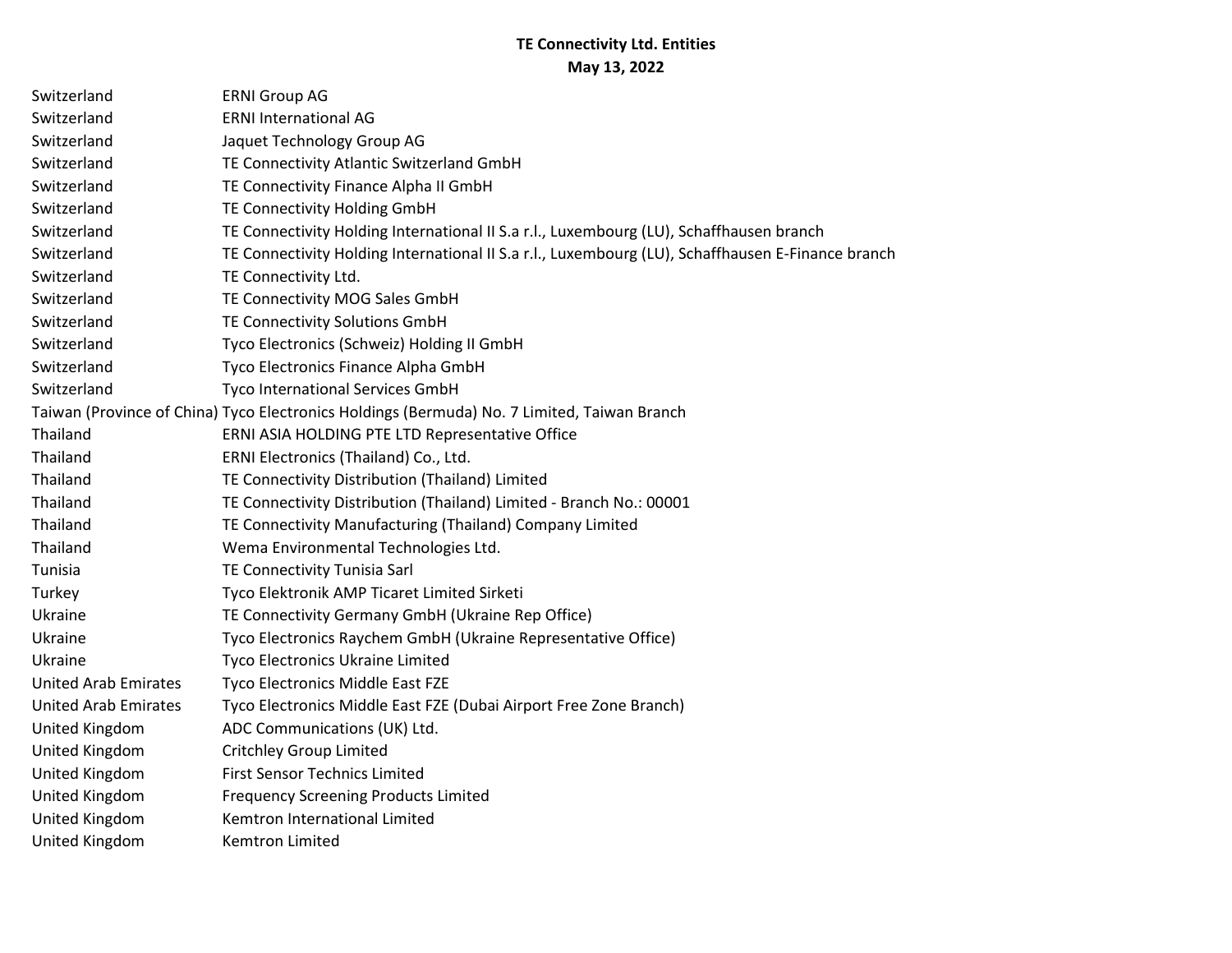**TE Connectivity Ltd. Entities**
**May 13, 2022**

| | |
|---|---|
| Switzerland | ERNI Group AG |
| Switzerland | ERNI International AG |
| Switzerland | Jaquet Technology Group AG |
| Switzerland | TE Connectivity Atlantic Switzerland GmbH |
| Switzerland | TE Connectivity Finance Alpha II GmbH |
| Switzerland | TE Connectivity Holding GmbH |
| Switzerland | TE Connectivity Holding International II S.a r.l., Luxembourg (LU), Schaffhausen branch |
| Switzerland | TE Connectivity Holding International II S.a r.l., Luxembourg (LU), Schaffhausen E-Finance branch |
| Switzerland | TE Connectivity Ltd. |
| Switzerland | TE Connectivity MOG Sales GmbH |
| Switzerland | TE Connectivity Solutions GmbH |
| Switzerland | Tyco Electronics (Schweiz) Holding II GmbH |
| Switzerland | Tyco Electronics Finance Alpha GmbH |
| Switzerland | Tyco International Services GmbH |
| Taiwan (Province of China) | Tyco Electronics Holdings (Bermuda) No. 7 Limited, Taiwan Branch |
| Thailand | ERNI ASIA HOLDING PTE LTD Representative Office |
| Thailand | ERNI Electronics (Thailand) Co., Ltd. |
| Thailand | TE Connectivity Distribution (Thailand) Limited |
| Thailand | TE Connectivity Distribution (Thailand) Limited - Branch No.: 00001 |
| Thailand | TE Connectivity Manufacturing (Thailand) Company Limited |
| Thailand | Wema Environmental Technologies Ltd. |
| Tunisia | TE Connectivity Tunisia Sarl |
| Turkey | Tyco Elektronik AMP Ticaret Limited Sirketi |
| Ukraine | TE Connectivity Germany GmbH (Ukraine Rep Office) |
| Ukraine | Tyco Electronics Raychem GmbH (Ukraine Representative Office) |
| Ukraine | Tyco Electronics Ukraine Limited |
| United Arab Emirates | Tyco Electronics Middle East FZE |
| United Arab Emirates | Tyco Electronics Middle East FZE (Dubai Airport Free Zone Branch) |
| United Kingdom | ADC Communications (UK) Ltd. |
| United Kingdom | Critchley Group Limited |
| United Kingdom | First Sensor Technics Limited |
| United Kingdom | Frequency Screening Products Limited |
| United Kingdom | Kemtron International Limited |
| United Kingdom | Kemtron Limited |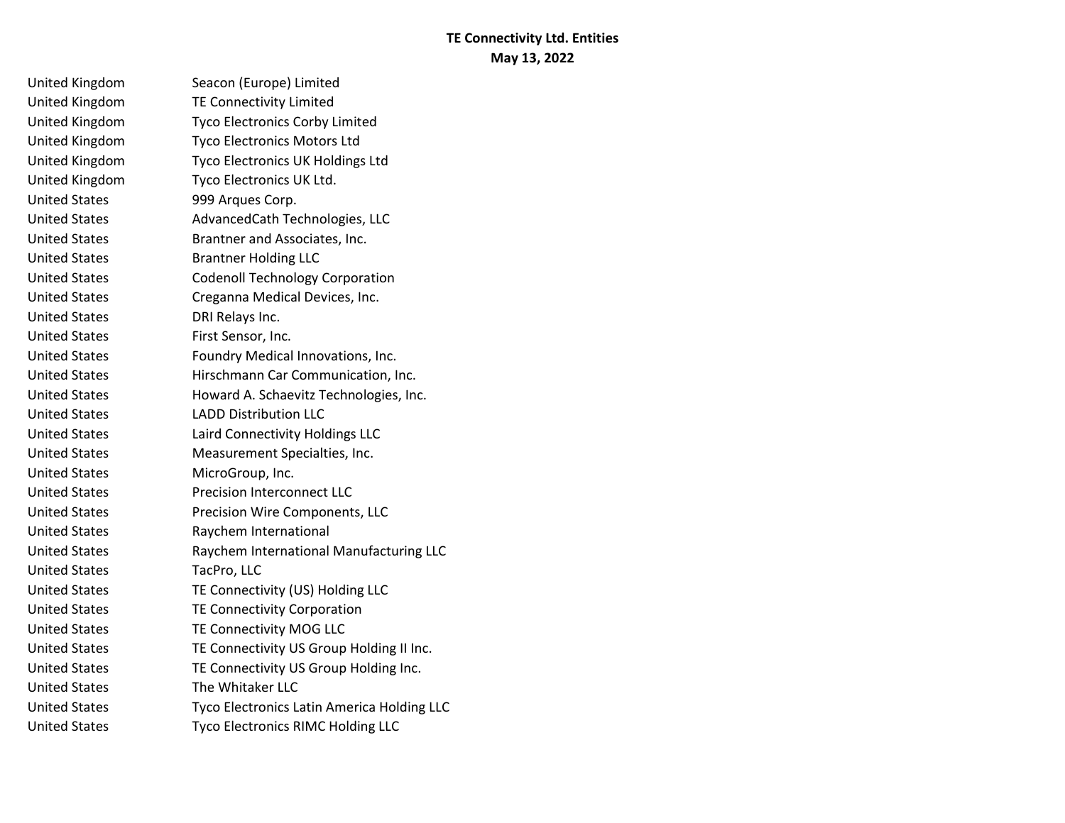**TE Connectivity Ltd. Entities**
**May 13, 2022**

| | |
|---|---|
| United Kingdom | Seacon (Europe) Limited |
| United Kingdom | TE Connectivity Limited |
| United Kingdom | Tyco Electronics Corby Limited |
| United Kingdom | Tyco Electronics Motors Ltd |
| United Kingdom | Tyco Electronics UK Holdings Ltd |
| United Kingdom | Tyco Electronics UK Ltd. |
| United States | 999 Arques Corp. |
| United States | AdvancedCath Technologies, LLC |
| United States | Brantner and Associates, Inc. |
| United States | Brantner Holding LLC |
| United States | Codenoll Technology Corporation |
| United States | Creganna Medical Devices, Inc. |
| United States | DRI Relays Inc. |
| United States | First Sensor, Inc. |
| United States | Foundry Medical Innovations, Inc. |
| United States | Hirschmann Car Communication, Inc. |
| United States | Howard A. Schaevitz Technologies, Inc. |
| United States | LADD Distribution LLC |
| United States | Laird Connectivity Holdings LLC |
| United States | Measurement Specialties, Inc. |
| United States | MicroGroup, Inc. |
| United States | Precision Interconnect LLC |
| United States | Precision Wire Components, LLC |
| United States | Raychem International |
| United States | Raychem International Manufacturing LLC |
| United States | TacPro, LLC |
| United States | TE Connectivity (US) Holding LLC |
| United States | TE Connectivity Corporation |
| United States | TE Connectivity MOG LLC |
| United States | TE Connectivity US Group Holding II Inc. |
| United States | TE Connectivity US Group Holding Inc. |
| United States | The Whitaker LLC |
| United States | Tyco Electronics Latin America Holding LLC |
| United States | Tyco Electronics RIMC Holding LLC |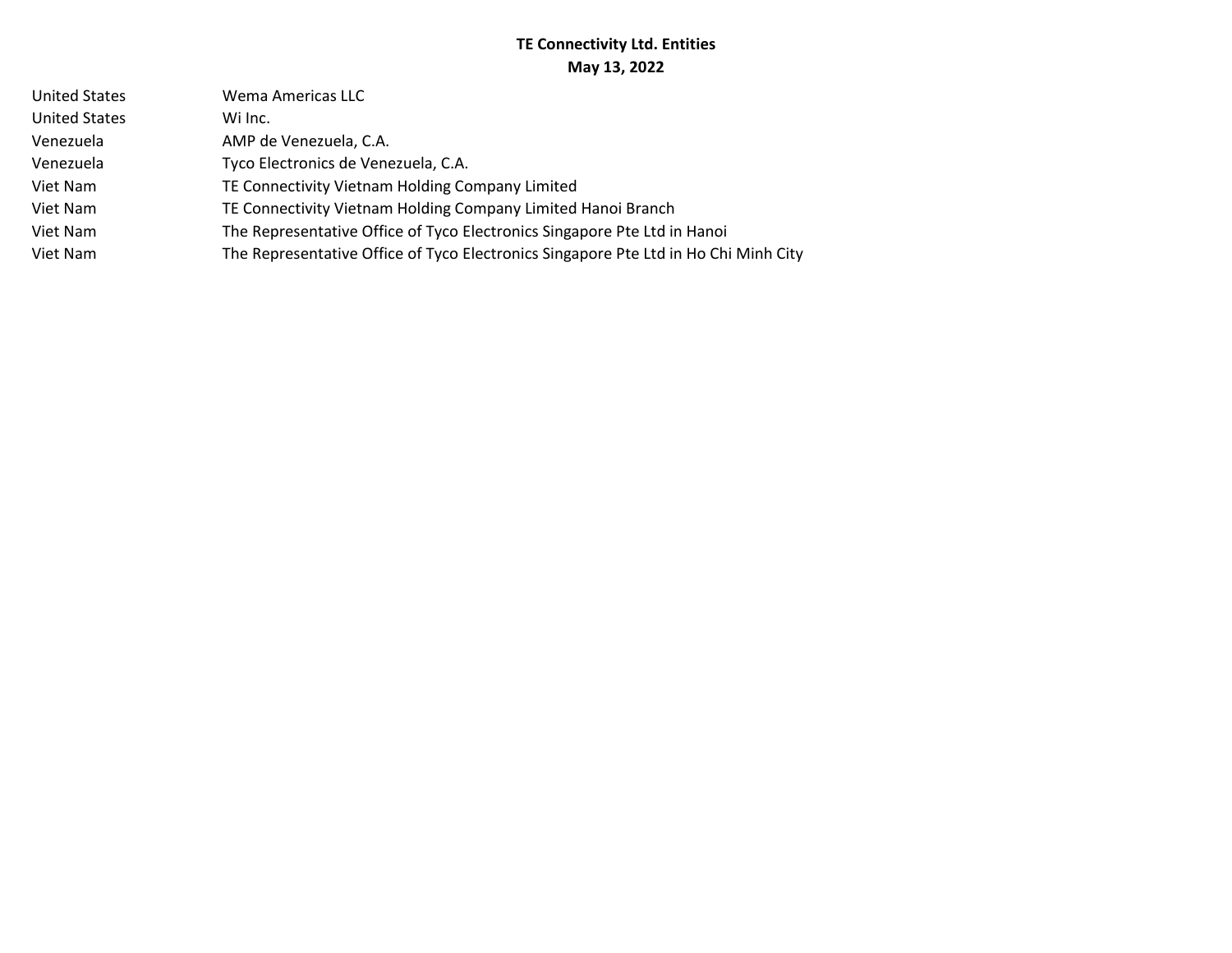| | |
|---|---|
| United States | Wema Americas LLC |
| United States | Wi Inc. |
| Venezuela | AMP de Venezuela, C.A. |
| Venezuela | Tyco Electronics de Venezuela, C.A. |
| Viet Nam | TE Connectivity Vietnam Holding Company Limited |
| Viet Nam | TE Connectivity Vietnam Holding Company Limited Hanoi Branch |
| Viet Nam | The Representative Office of Tyco Electronics Singapore Pte Ltd in Hanoi |
| Viet Nam | The Representative Office of Tyco Electronics Singapore Pte Ltd in Ho Chi Minh City |